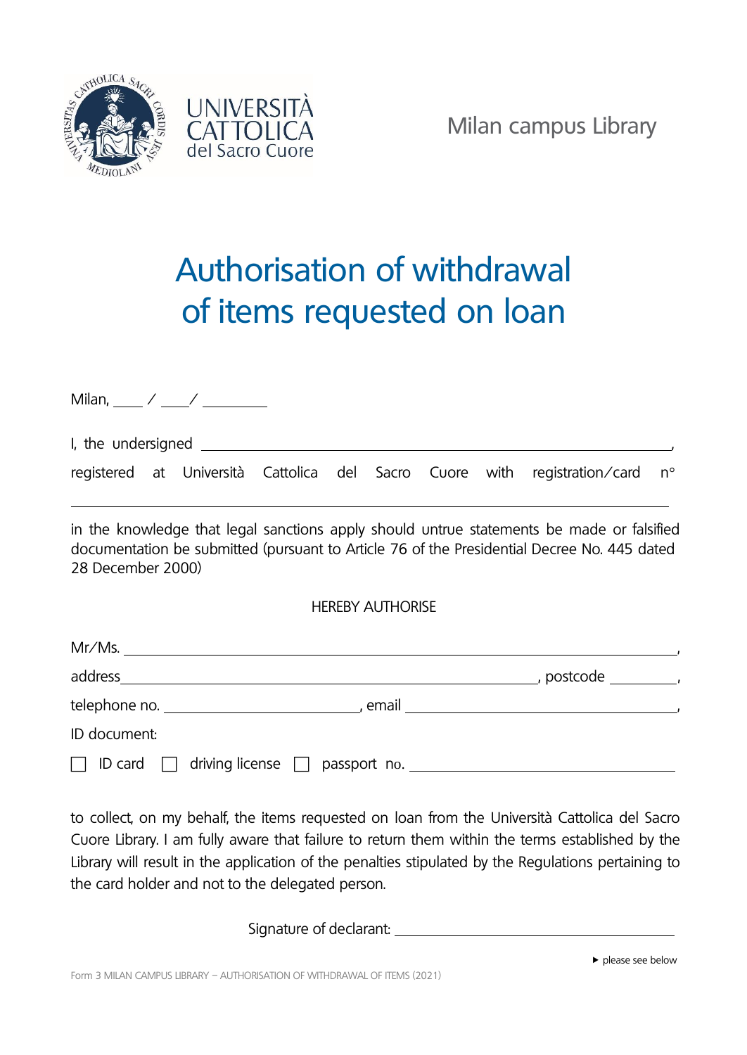UNIVERSITÀ CATTOLICA del Sacro Cuore

Milan campus Library

# Authorisation of withdrawal of items requested on loan

Milan, \_\_\_\_ / \_\_\_\_ / \_\_\_\_\_\_\_\_

I, the undersigned \_\_\_\_\_\_\_\_\_\_\_\_\_\_\_\_\_\_\_\_\_\_\_\_\_\_\_\_\_\_\_\_\_\_\_\_\_\_\_\_\_\_\_\_\_\_\_\_\_\_\_\_\_\_\_\_,

registered at Università Cattolica del Sacro Cuore with registration/card n°

\_\_\_\_\_\_\_\_\_\_\_\_\_\_\_\_\_\_\_\_\_\_\_\_\_\_\_\_\_\_\_\_\_\_\_\_\_\_\_\_\_\_\_\_\_\_\_\_\_\_\_\_\_\_\_\_\_\_\_\_\_\_\_\_\_\_\_\_\_\_\_\_\_\_

in the knowledge that legal sanctions apply should untrue statements be made or falsified documentation be submitted (pursuant to Article 76 of the Presidential Decree No. 445 dated 28 December 2000)

HEREBY AUTHORISE

Mr/Ms. \_\_\_\_\_\_\_\_\_\_\_\_\_\_\_\_\_\_\_\_\_\_\_\_\_\_\_\_\_\_\_\_\_\_\_\_\_\_\_\_\_\_\_\_\_\_\_\_\_\_\_\_\_\_\_\_\_\_\_\_\_\_\_\_,

address\_\_\_\_\_\_\_\_\_\_\_\_\_\_\_\_\_\_\_\_\_\_\_\_\_\_\_\_\_\_\_\_\_\_\_\_\_\_\_\_\_\_\_\_\_\_\_\_, postcode \_\_\_\_\_\_\_\_,

telephone no. \_\_\_\_\_\_\_\_\_\_\_\_\_\_\_\_\_\_\_\_\_\_\_\_, email \_\_\_\_\_\_\_\_\_\_\_\_\_\_\_\_\_\_\_\_\_\_\_\_\_\_\_\_\_\_\_\_\_\_,

ID document:

☐ ID card ☐ driving license ☐ passport no. \_\_\_\_\_\_\_\_\_\_\_\_\_\_\_\_\_\_\_\_\_\_\_\_\_\_\_\_\_\_\_\_

to collect, on my behalf, the items requested on loan from the Università Cattolica del Sacro Cuore Library. I am fully aware that failure to return them within the terms established by the Library will result in the application of the penalties stipulated by the Regulations pertaining to the card holder and not to the delegated person.

Signature of declarant: \_\_\_\_\_\_\_\_\_\_\_\_\_\_\_\_\_\_\_\_\_\_\_\_\_\_\_\_\_\_\_\_\_\_

▸ please see below

Form 3 MILAN CAMPUS LIBRARY – AUTHORISATION OF WITHDRAWAL OF ITEMS (2021)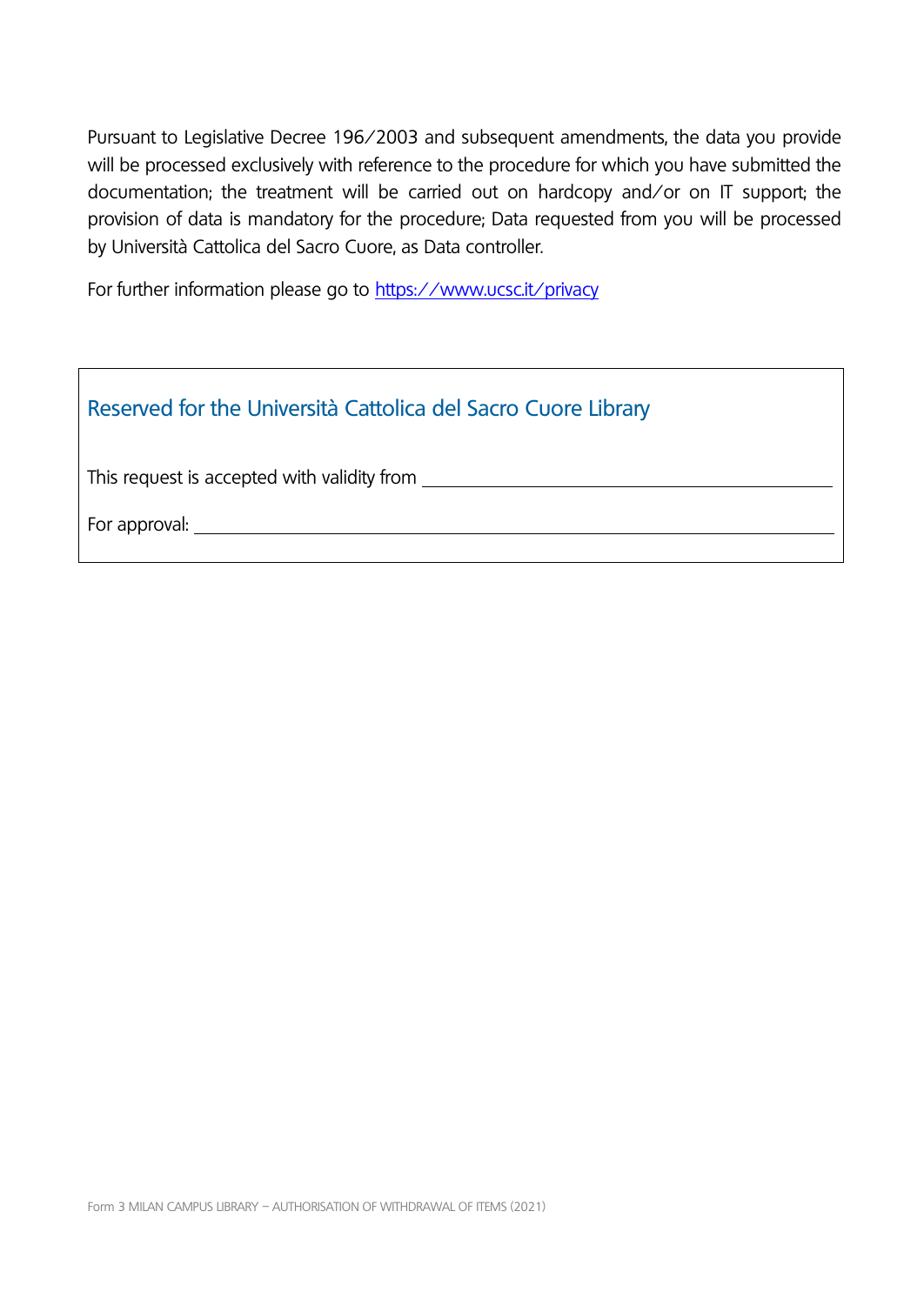Pursuant to Legislative Decree 196/2003 and subsequent amendments, the data you provide will be processed exclusively with reference to the procedure for which you have submitted the documentation; the treatment will be carried out on hardcopy and/or on IT support; the provision of data is mandatory for the procedure; Data requested from you will be processed by Università Cattolica del Sacro Cuore, as Data controller.

For further information please go to https://www.ucsc.it/privacy

## Reserved for the Università Cattolica del Sacro Cuore Library

This request is accepted with validity from ______________________________

For approval: ______________________________________________